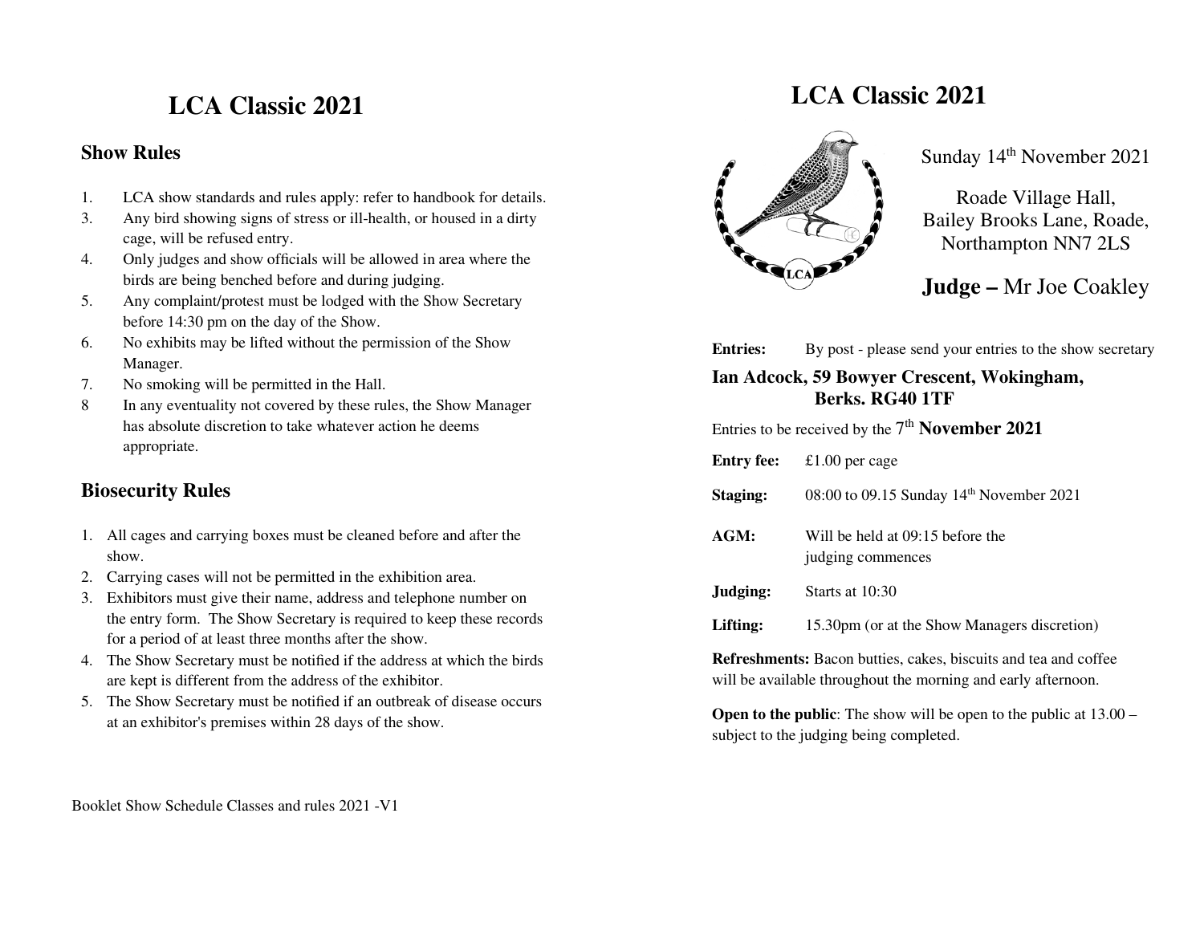# LCA Classic 2021

## Show Rules

1. LCA show standards and rules apply: refer to handbook for details.
3. Any bird showing signs of stress or ill-health, or housed in a dirty cage, will be refused entry.
4. Only judges and show officials will be allowed in area where the birds are being benched before and during judging.
5. Any complaint/protest must be lodged with the Show Secretary before 14:30 pm on the day of the Show.
6. No exhibits may be lifted without the permission of the Show Manager.
7. No smoking will be permitted in the Hall.
8 In any eventuality not covered by these rules, the Show Manager has absolute discretion to take whatever action he deems appropriate.

## Biosecurity Rules

1. All cages and carrying boxes must be cleaned before and after the show.
2. Carrying cases will not be permitted in the exhibition area.
3. Exhibitors must give their name, address and telephone number on the entry form. The Show Secretary is required to keep these records for a period of at least three months after the show.
4. The Show Secretary must be notified if the address at which the birds are kept is different from the address of the exhibitor.
5. The Show Secretary must be notified if an outbreak of disease occurs at an exhibitor's premises within 28 days of the show.

Booklet Show Schedule Classes and rules 2021 -V1

# LCA Classic 2021

Sunday 14th November 2021

Roade Village Hall,
Bailey Brooks Lane, Roade,
Northampton NN7 2LS

**Judge –** Mr Joe Coakley

**Entries:** By post - please send your entries to the show secretary

**Ian Adcock, 59 Bowyer Crescent, Wokingham, Berks. RG40 1TF**

Entries to be received by the 7th **November 2021**

**Entry fee:** £1.00 per cage

**Staging:** 08:00 to 09.15 Sunday 14th November 2021

**AGM:** Will be held at 09:15 before the judging commences

**Judging:** Starts at 10:30

**Lifting:** 15.30pm (or at the Show Managers discretion)

**Refreshments:** Bacon butties, cakes, biscuits and tea and coffee will be available throughout the morning and early afternoon.

**Open to the public**: The show will be open to the public at 13.00 – subject to the judging being completed.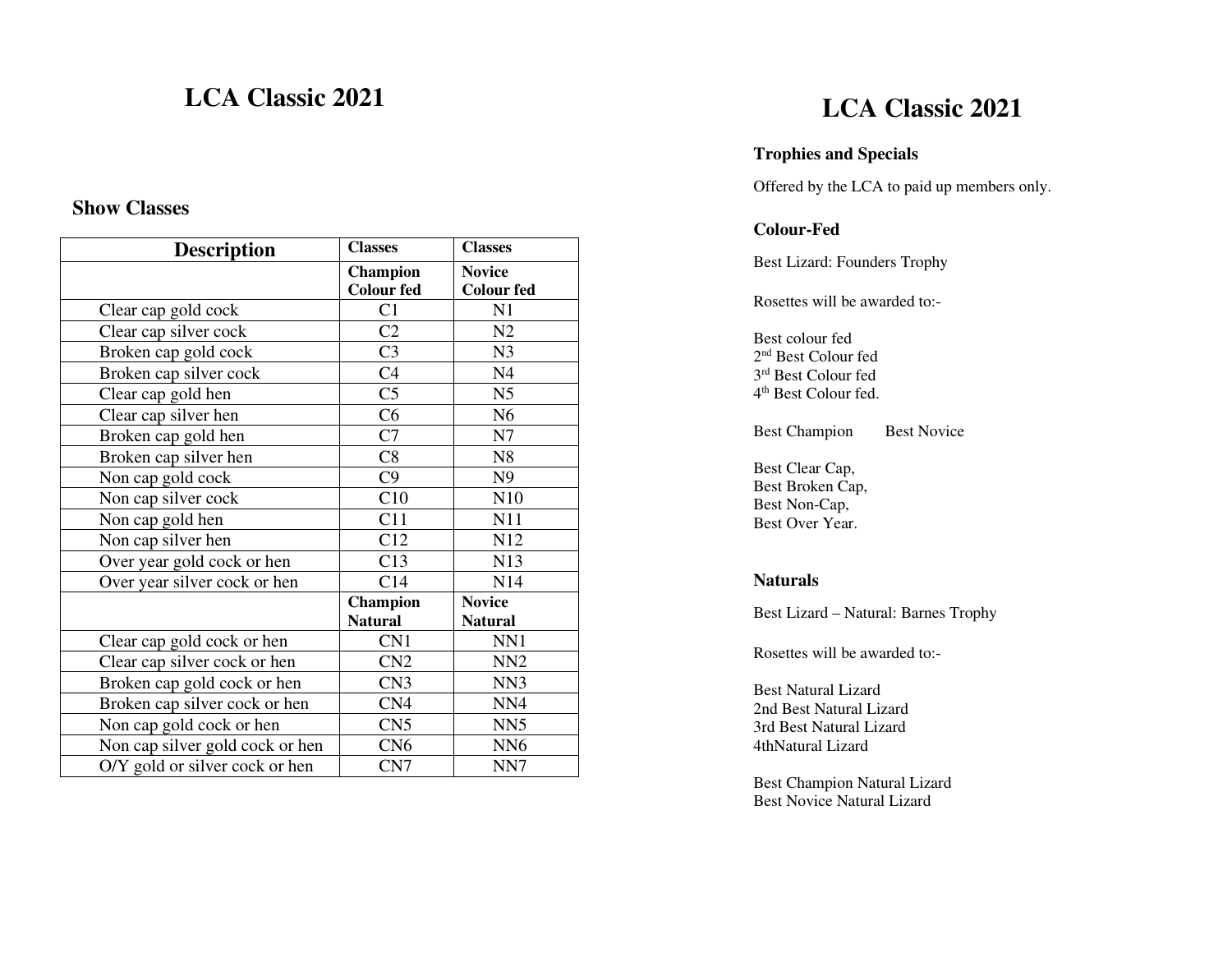# LCA Classic 2021

## Show Classes

| Description | Classes | Classes |
|---|---|---|
| | **Champion Colour fed** | **Novice Colour fed** |
| Clear cap gold cock | C1 | N1 |
| Clear cap silver cock | C2 | N2 |
| Broken cap gold cock | C3 | N3 |
| Broken cap silver cock | C4 | N4 |
| Clear cap gold hen | C5 | N5 |
| Clear cap silver hen | C6 | N6 |
| Broken cap gold hen | C7 | N7 |
| Broken cap silver hen | C8 | N8 |
| Non cap gold cock | C9 | N9 |
| Non cap silver cock | C10 | N10 |
| Non cap gold hen | C11 | N11 |
| Non cap silver hen | C12 | N12 |
| Over year gold cock or hen | C13 | N13 |
| Over year silver cock or hen | C14 | N14 |
| | **Champion Natural** | **Novice Natural** |
| Clear cap gold cock or hen | CN1 | NN1 |
| Clear cap silver cock or hen | CN2 | NN2 |
| Broken cap gold cock or hen | CN3 | NN3 |
| Broken cap silver cock or hen | CN4 | NN4 |
| Non cap gold cock or hen | CN5 | NN5 |
| Non cap silver gold cock or hen | CN6 | NN6 |
| O/Y gold or silver cock or hen | CN7 | NN7 |

# LCA Classic 2021

### Trophies and Specials

Offered by the LCA to paid up members only.

### Colour-Fed

Best Lizard: Founders Trophy

Rosettes will be awarded to:-

Best colour fed
2nd Best Colour fed
3rd Best Colour fed
4th Best Colour fed.

Best Champion Best Novice

Best Clear Cap,
Best Broken Cap,
Best Non-Cap,
Best Over Year.

### Naturals

Best Lizard – Natural: Barnes Trophy

Rosettes will be awarded to:-

Best Natural Lizard
2nd Best Natural Lizard
3rd Best Natural Lizard
4thNatural Lizard

Best Champion Natural Lizard
Best Novice Natural Lizard